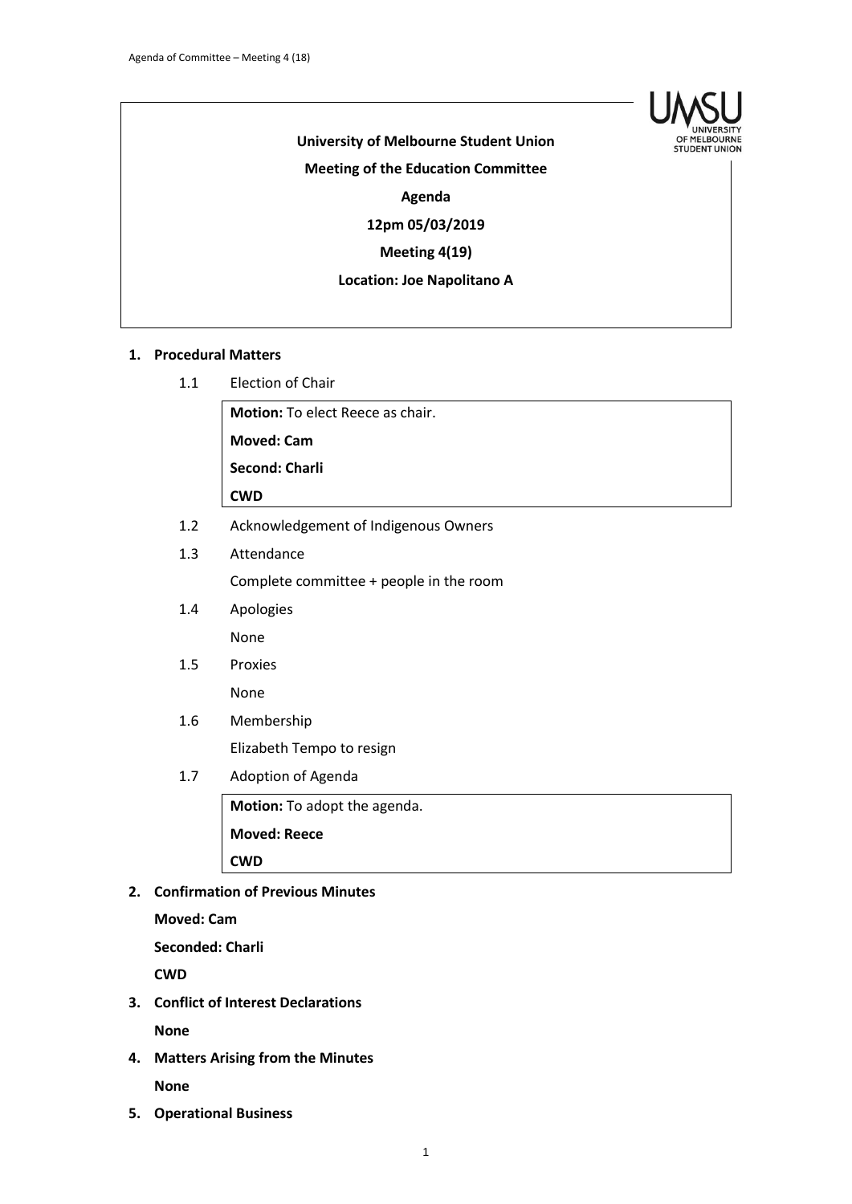**University of Melbourne Student Union**

**Meeting of the Education Committee**

**Agenda**

**12pm 05/03/2019**

**Meeting 4(19)**

**Location: Joe Napolitano A**

## 1. Procedural Matters

1.1 Election of Chair

> **Motion:** To elect Reece as chair.
>
> **Moved: Cam**
>
> **Second: Charli**
>
> **CWD**

1.2 Acknowledgement of Indigenous Owners

1.3 Attendance

Complete committee + people in the room

1.4 Apologies

None

1.5 Proxies

None

1.6 Membership

Elizabeth Tempo to resign

1.7 Adoption of Agenda

> **Motion:** To adopt the agenda.
>
> **Moved: Reece**
>
> **CWD**

## 2. Confirmation of Previous Minutes

**Moved: Cam**

**Seconded: Charli**

**CWD**

## 3. Conflict of Interest Declarations

**None**

## 4. Matters Arising from the Minutes

**None**

## 5. Operational Business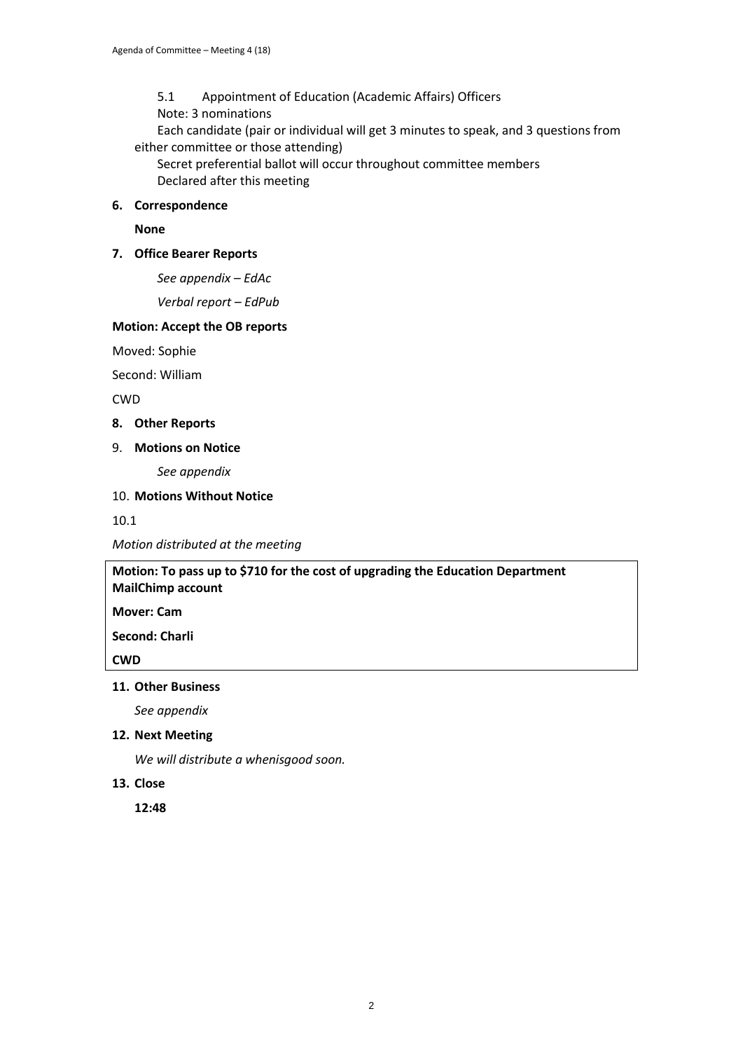5.1 Appointment of Education (Academic Affairs) Officers

Note: 3 nominations

Each candidate (pair or individual will get 3 minutes to speak, and 3 questions from either committee or those attending)

Secret preferential ballot will occur throughout committee members

Declared after this meeting

**6. Correspondence**

**None**

**7. Office Bearer Reports**

*See appendix – EdAc*

*Verbal report – EdPub*

**Motion: Accept the OB reports**

Moved: Sophie

Second: William

CWD

**8. Other Reports**

9. **Motions on Notice**

*See appendix*

10. **Motions Without Notice**

10.1

*Motion distributed at the meeting*

**Motion: To pass up to $710 for the cost of upgrading the Education Department MailChimp account**

**Mover: Cam**

**Second: Charli**

**CWD**

**11. Other Business**

*See appendix*

**12. Next Meeting**

*We will distribute a whenisgood soon.*

**13. Close**

**12:48**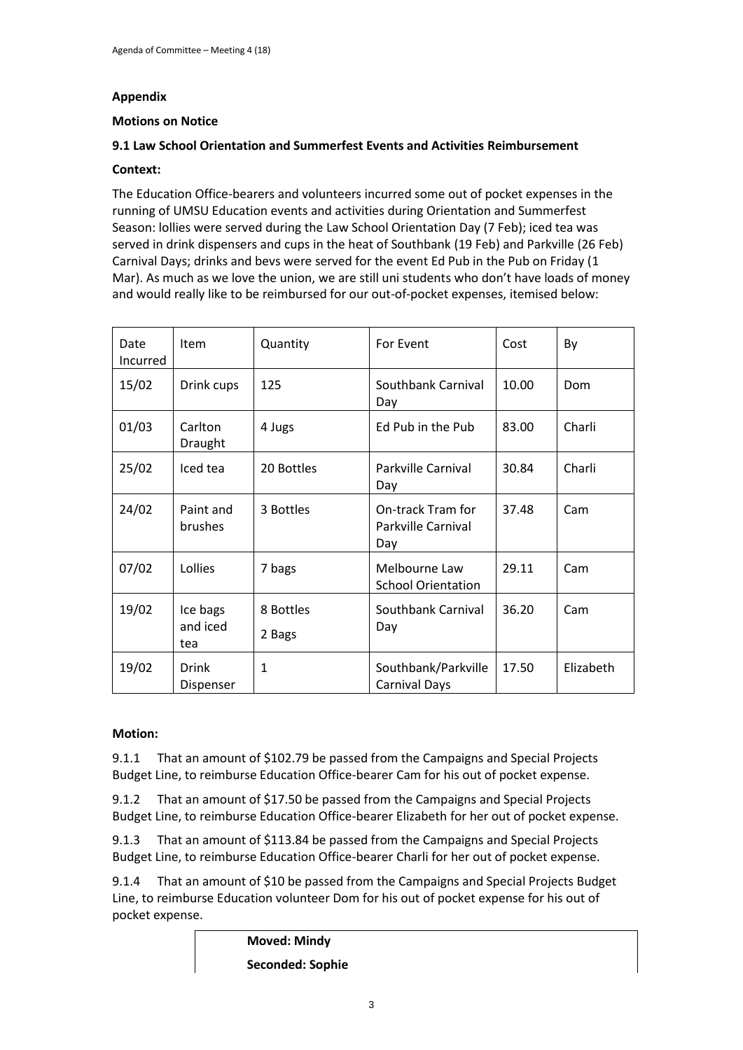**Appendix**

**Motions on Notice**

**9.1 Law School Orientation and Summerfest Events and Activities Reimbursement**

**Context:**

The Education Office-bearers and volunteers incurred some out of pocket expenses in the running of UMSU Education events and activities during Orientation and Summerfest Season: lollies were served during the Law School Orientation Day (7 Feb); iced tea was served in drink dispensers and cups in the heat of Southbank (19 Feb) and Parkville (26 Feb) Carnival Days; drinks and bevs were served for the event Ed Pub in the Pub on Friday (1 Mar). As much as we love the union, we are still uni students who don't have loads of money and would really like to be reimbursed for our out-of-pocket expenses, itemised below:

| Date Incurred | Item | Quantity | For Event | Cost | By |
|---|---|---|---|---|---|
| 15/02 | Drink cups | 125 | Southbank Carnival Day | 10.00 | Dom |
| 01/03 | Carlton Draught | 4 Jugs | Ed Pub in the Pub | 83.00 | Charli |
| 25/02 | Iced tea | 20 Bottles | Parkville Carnival Day | 30.84 | Charli |
| 24/02 | Paint and brushes | 3 Bottles | On-track Tram for Parkville Carnival Day | 37.48 | Cam |
| 07/02 | Lollies | 7 bags | Melbourne Law School Orientation | 29.11 | Cam |
| 19/02 | Ice bags and iced tea | 8 Bottles<br>2 Bags | Southbank Carnival Day | 36.20 | Cam |
| 19/02 | Drink Dispenser | 1 | Southbank/Parkville Carnival Days | 17.50 | Elizabeth |

**Motion:**

9.1.1 That an amount of $102.79 be passed from the Campaigns and Special Projects Budget Line, to reimburse Education Office-bearer Cam for his out of pocket expense.

9.1.2 That an amount of $17.50 be passed from the Campaigns and Special Projects Budget Line, to reimburse Education Office-bearer Elizabeth for her out of pocket expense.

9.1.3 That an amount of $113.84 be passed from the Campaigns and Special Projects Budget Line, to reimburse Education Office-bearer Charli for her out of pocket expense.

9.1.4 That an amount of $10 be passed from the Campaigns and Special Projects Budget Line, to reimburse Education volunteer Dom for his out of pocket expense for his out of pocket expense.

**Moved: Mindy**

**Seconded: Sophie**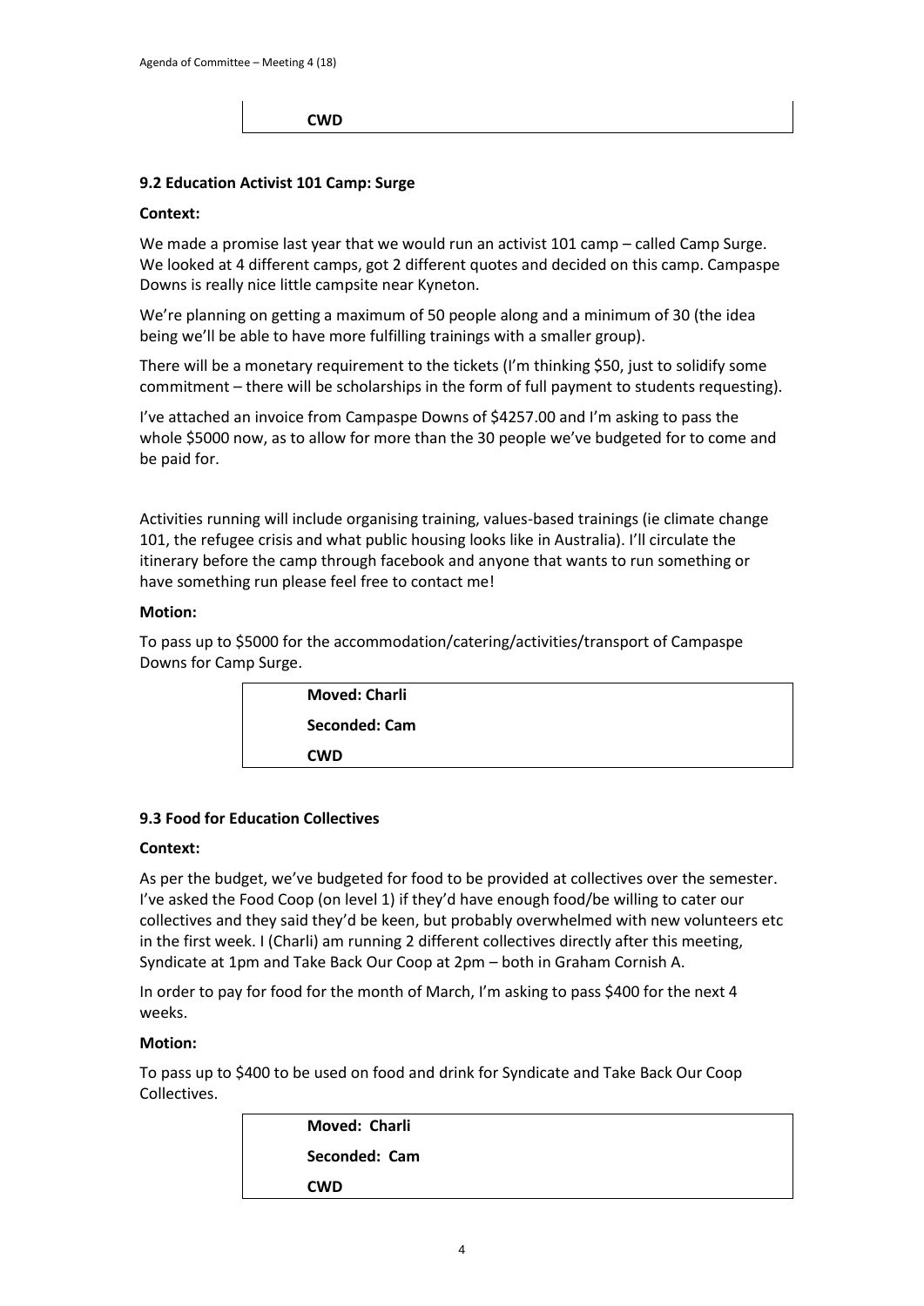CWD

### 9.2 Education Activist 101 Camp: Surge

**Context:**

We made a promise last year that we would run an activist 101 camp – called Camp Surge. We looked at 4 different camps, got 2 different quotes and decided on this camp. Campaspe Downs is really nice little campsite near Kyneton.

We're planning on getting a maximum of 50 people along and a minimum of 30 (the idea being we'll be able to have more fulfilling trainings with a smaller group).

There will be a monetary requirement to the tickets (I'm thinking $50, just to solidify some commitment – there will be scholarships in the form of full payment to students requesting).

I've attached an invoice from Campaspe Downs of $4257.00 and I'm asking to pass the whole $5000 now, as to allow for more than the 30 people we've budgeted for to come and be paid for.

Activities running will include organising training, values-based trainings (ie climate change 101, the refugee crisis and what public housing looks like in Australia). I'll circulate the itinerary before the camp through facebook and anyone that wants to run something or have something run please feel free to contact me!

**Motion:**

To pass up to $5000 for the accommodation/catering/activities/transport of Campaspe Downs for Camp Surge.

**Moved: Charli**

**Seconded: Cam**

**CWD**

### 9.3 Food for Education Collectives

**Context:**

As per the budget, we've budgeted for food to be provided at collectives over the semester. I've asked the Food Coop (on level 1) if they'd have enough food/be willing to cater our collectives and they said they'd be keen, but probably overwhelmed with new volunteers etc in the first week. I (Charli) am running 2 different collectives directly after this meeting, Syndicate at 1pm and Take Back Our Coop at 2pm – both in Graham Cornish A.

In order to pay for food for the month of March, I'm asking to pass $400 for the next 4 weeks.

**Motion:**

To pass up to $400 to be used on food and drink for Syndicate and Take Back Our Coop Collectives.

**Moved: Charli**

**Seconded: Cam**

**CWD**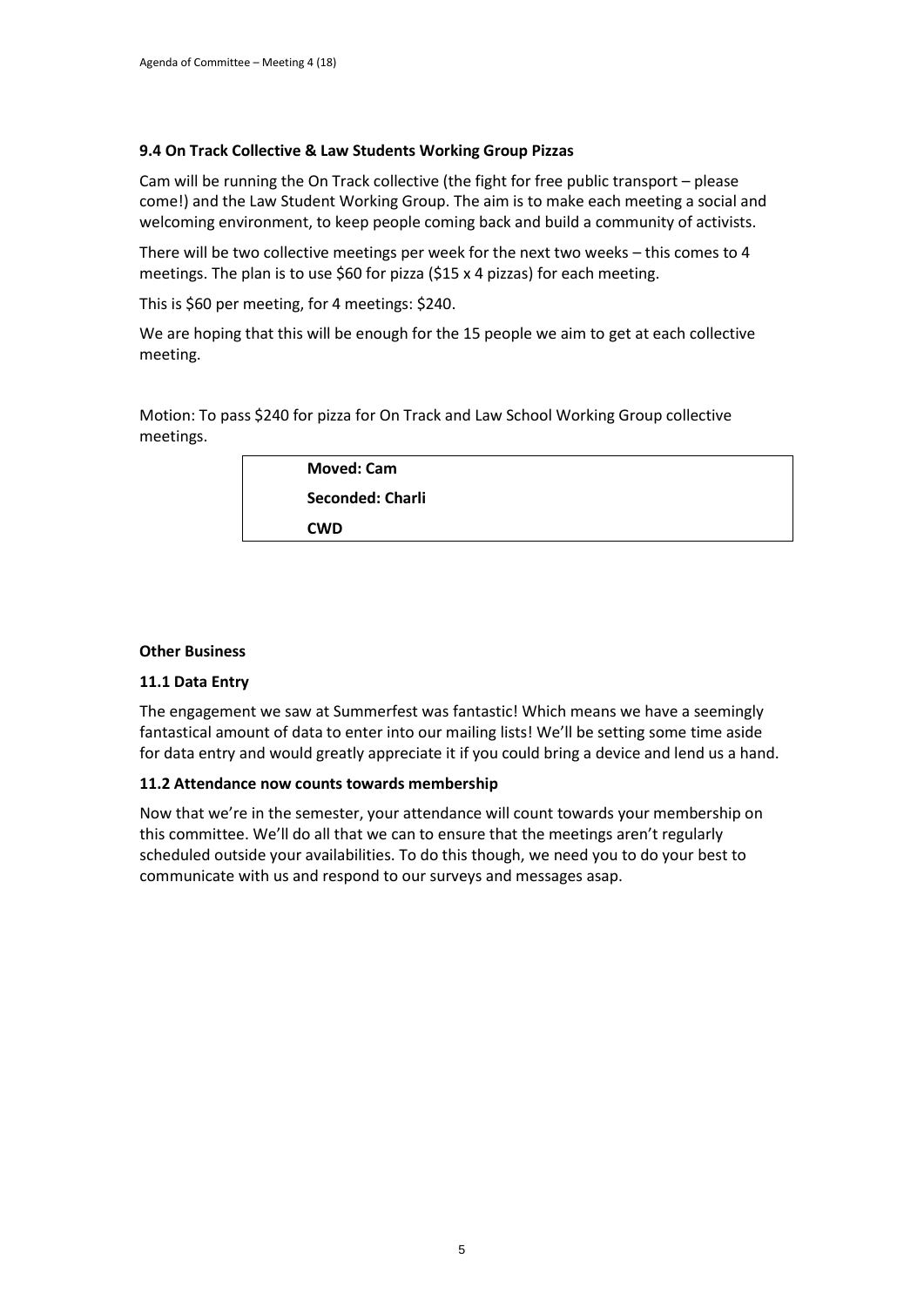### 9.4 On Track Collective & Law Students Working Group Pizzas

Cam will be running the On Track collective (the fight for free public transport – please come!) and the Law Student Working Group. The aim is to make each meeting a social and welcoming environment, to keep people coming back and build a community of activists.

There will be two collective meetings per week for the next two weeks – this comes to 4 meetings. The plan is to use $60 for pizza ($15 x 4 pizzas) for each meeting.

This is $60 per meeting, for 4 meetings: $240.

We are hoping that this will be enough for the 15 people we aim to get at each collective meeting.

Motion: To pass $240 for pizza for On Track and Law School Working Group collective meetings.

| |
|---|
| **Moved: Cam** |
| **Seconded: Charli** |
| **CWD** |

### Other Business

### 11.1 Data Entry

The engagement we saw at Summerfest was fantastic! Which means we have a seemingly fantastical amount of data to enter into our mailing lists! We'll be setting some time aside for data entry and would greatly appreciate it if you could bring a device and lend us a hand.

### 11.2 Attendance now counts towards membership

Now that we're in the semester, your attendance will count towards your membership on this committee. We'll do all that we can to ensure that the meetings aren't regularly scheduled outside your availabilities. To do this though, we need you to do your best to communicate with us and respond to our surveys and messages asap.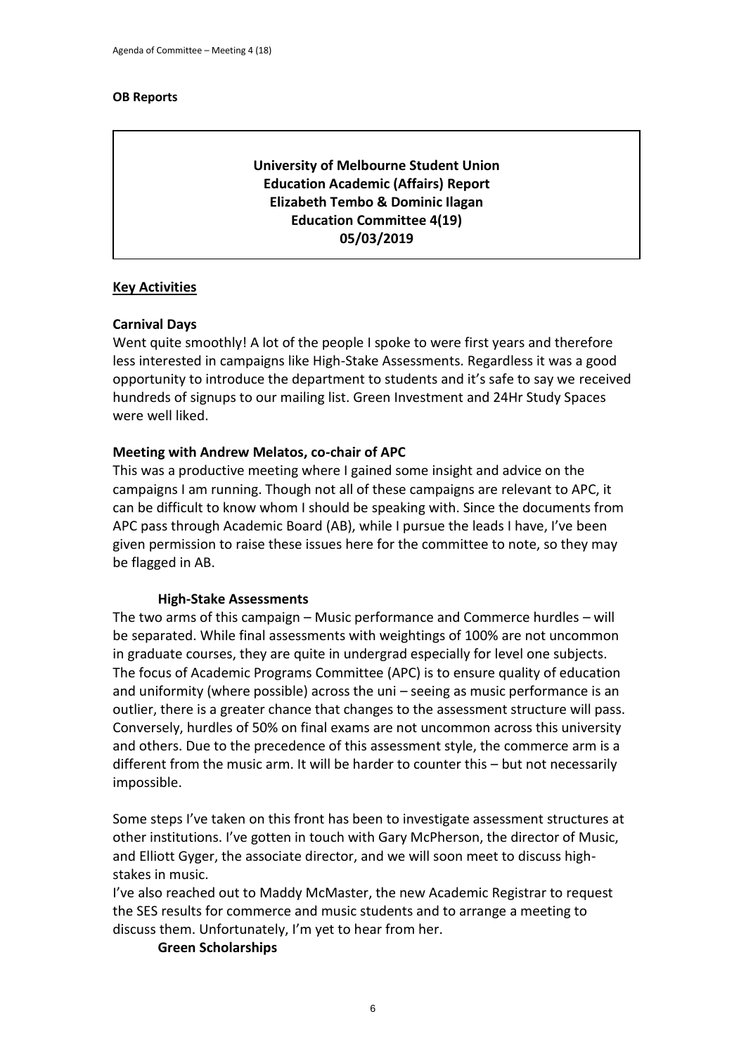**OB Reports**

**University of Melbourne Student Union**
**Education Academic (Affairs) Report**
**Elizabeth Tembo & Dominic Ilagan**
**Education Committee 4(19)**
**05/03/2019**

## Key Activities

### Carnival Days

Went quite smoothly! A lot of the people I spoke to were first years and therefore less interested in campaigns like High-Stake Assessments. Regardless it was a good opportunity to introduce the department to students and it's safe to say we received hundreds of signups to our mailing list. Green Investment and 24Hr Study Spaces were well liked.

### Meeting with Andrew Melatos, co-chair of APC

This was a productive meeting where I gained some insight and advice on the campaigns I am running. Though not all of these campaigns are relevant to APC, it can be difficult to know whom I should be speaking with. Since the documents from APC pass through Academic Board (AB), while I pursue the leads I have, I've been given permission to raise these issues here for the committee to note, so they may be flagged in AB.

#### High-Stake Assessments

The two arms of this campaign – Music performance and Commerce hurdles – will be separated. While final assessments with weightings of 100% are not uncommon in graduate courses, they are quite in undergrad especially for level one subjects. The focus of Academic Programs Committee (APC) is to ensure quality of education and uniformity (where possible) across the uni – seeing as music performance is an outlier, there is a greater chance that changes to the assessment structure will pass. Conversely, hurdles of 50% on final exams are not uncommon across this university and others. Due to the precedence of this assessment style, the commerce arm is a different from the music arm. It will be harder to counter this – but not necessarily impossible.

Some steps I've taken on this front has been to investigate assessment structures at other institutions. I've gotten in touch with Gary McPherson, the director of Music, and Elliott Gyger, the associate director, and we will soon meet to discuss high-stakes in music.

I've also reached out to Maddy McMaster, the new Academic Registrar to request the SES results for commerce and music students and to arrange a meeting to discuss them. Unfortunately, I'm yet to hear from her.

#### Green Scholarships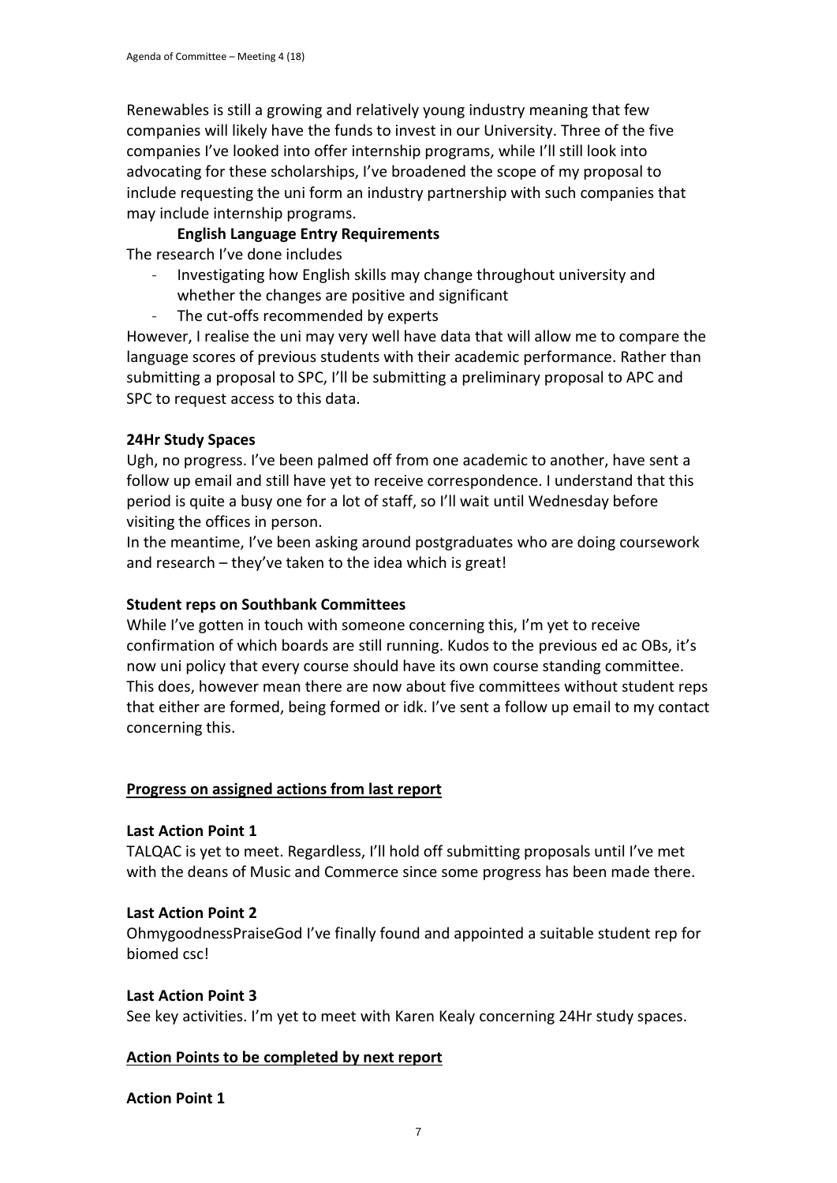Renewables is still a growing and relatively young industry meaning that few companies will likely have the funds to invest in our University. Three of the five companies I've looked into offer internship programs, while I'll still look into advocating for these scholarships, I've broadened the scope of my proposal to include requesting the uni form an industry partnership with such companies that may include internship programs.

**English Language Entry Requirements**

The research I've done includes

- Investigating how English skills may change throughout university and whether the changes are positive and significant
- The cut-offs recommended by experts

However, I realise the uni may very well have data that will allow me to compare the language scores of previous students with their academic performance. Rather than submitting a proposal to SPC, I'll be submitting a preliminary proposal to APC and SPC to request access to this data.

**24Hr Study Spaces**

Ugh, no progress. I've been palmed off from one academic to another, have sent a follow up email and still have yet to receive correspondence. I understand that this period is quite a busy one for a lot of staff, so I'll wait until Wednesday before visiting the offices in person.

In the meantime, I've been asking around postgraduates who are doing coursework and research – they've taken to the idea which is great!

**Student reps on Southbank Committees**

While I've gotten in touch with someone concerning this, I'm yet to receive confirmation of which boards are still running. Kudos to the previous ed ac OBs, it's now uni policy that every course should have its own course standing committee. This does, however mean there are now about five committees without student reps that either are formed, being formed or idk. I've sent a follow up email to my contact concerning this.

**<u>Progress on assigned actions from last report</u>**

**Last Action Point 1**

TALQAC is yet to meet. Regardless, I'll hold off submitting proposals until I've met with the deans of Music and Commerce since some progress has been made there.

**Last Action Point 2**

OhmygoodnessPraiseGod I've finally found and appointed a suitable student rep for biomed csc!

**Last Action Point 3**

See key activities. I'm yet to meet with Karen Kealy concerning 24Hr study spaces.

**<u>Action Points to be completed by next report</u>**

**Action Point 1**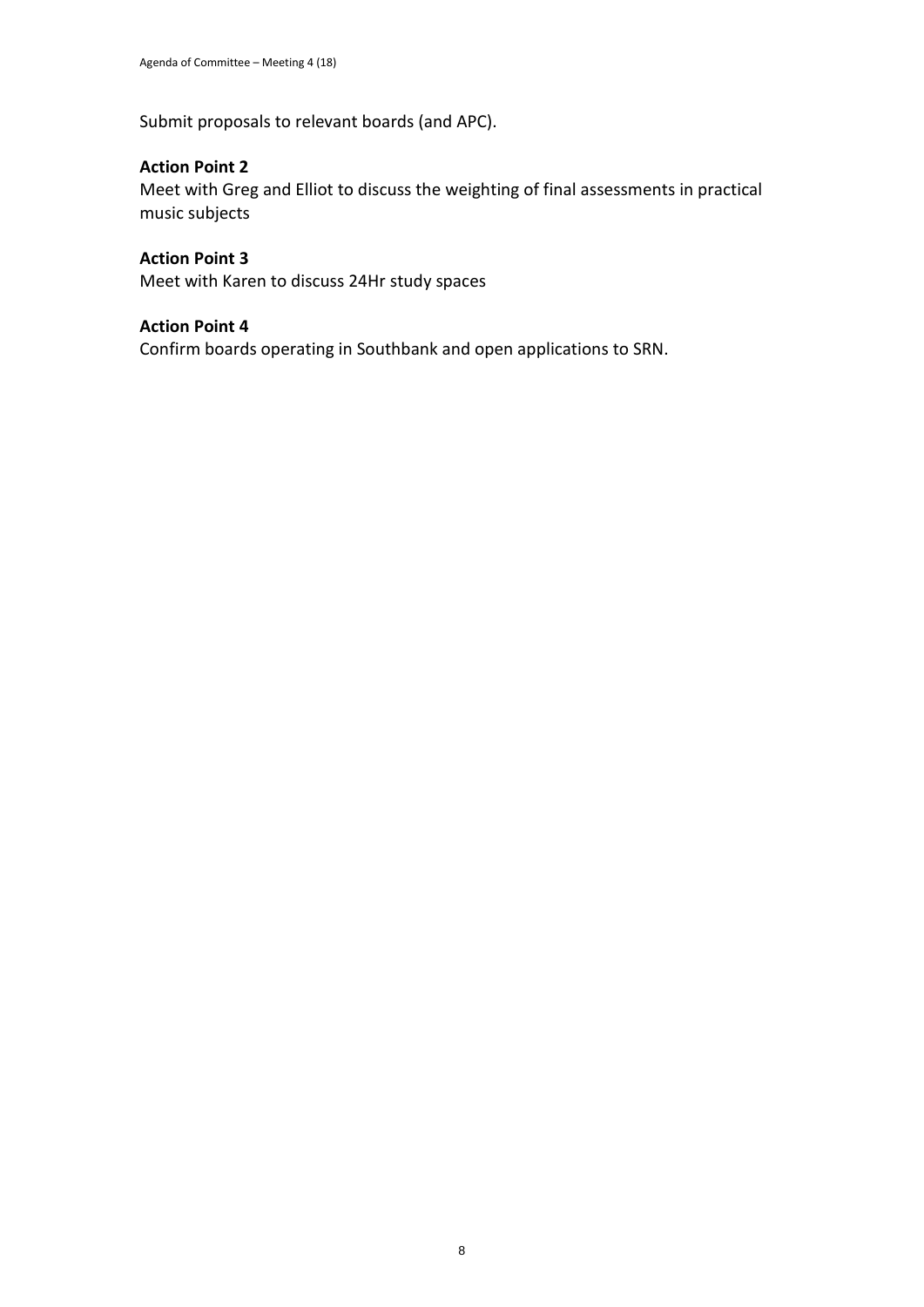Submit proposals to relevant boards (and APC).

**Action Point 2**
Meet with Greg and Elliot to discuss the weighting of final assessments in practical music subjects

**Action Point 3**
Meet with Karen to discuss 24Hr study spaces

**Action Point 4**
Confirm boards operating in Southbank and open applications to SRN.